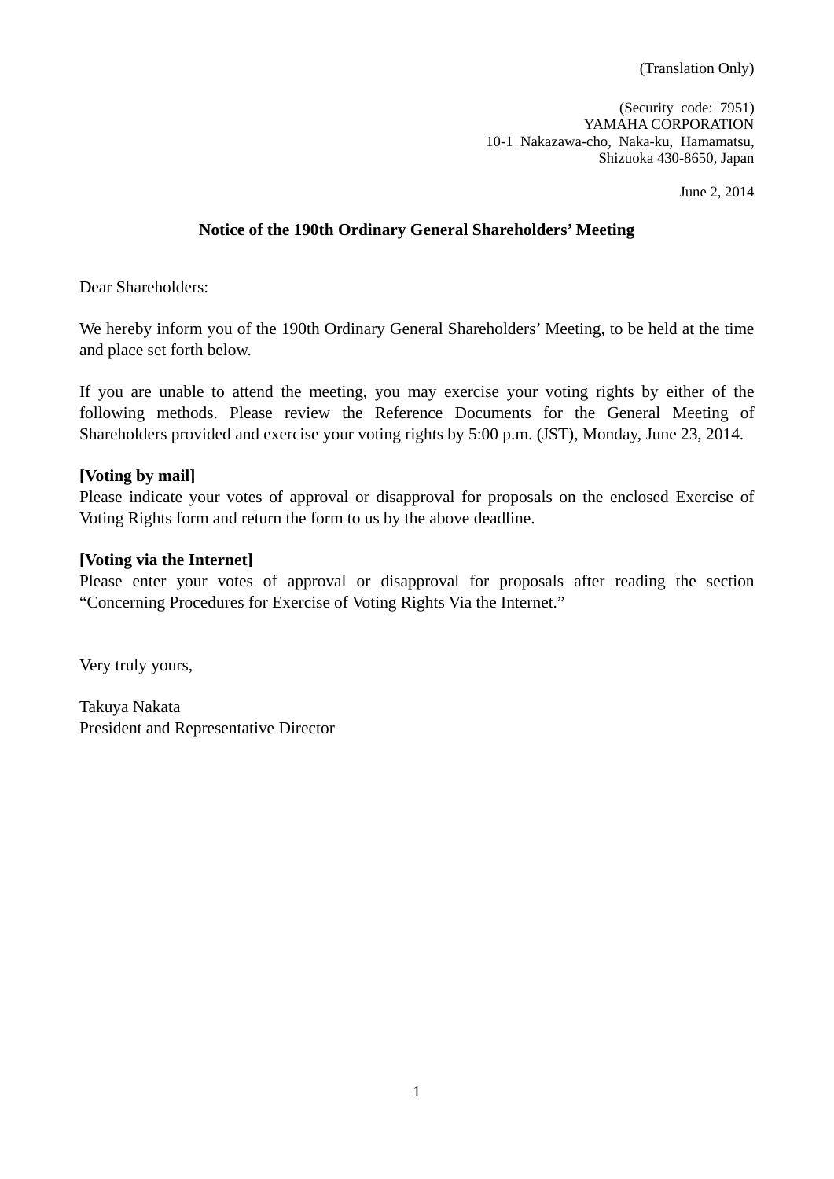(Translation Only)

(Security code: 7951)
YAMAHA CORPORATION
10-1 Nakazawa-cho, Naka-ku, Hamamatsu,
Shizuoka 430-8650, Japan

June 2, 2014

# Notice of the 190th Ordinary General Shareholders' Meeting

Dear Shareholders:

We hereby inform you of the 190th Ordinary General Shareholders' Meeting, to be held at the time and place set forth below.

If you are unable to attend the meeting, you may exercise your voting rights by either of the following methods. Please review the Reference Documents for the General Meeting of Shareholders provided and exercise your voting rights by 5:00 p.m. (JST), Monday, June 23, 2014.

**[Voting by mail]**
Please indicate your votes of approval or disapproval for proposals on the enclosed Exercise of Voting Rights form and return the form to us by the above deadline.

**[Voting via the Internet]**
Please enter your votes of approval or disapproval for proposals after reading the section "Concerning Procedures for Exercise of Voting Rights Via the Internet."

Very truly yours,

Takuya Nakata
President and Representative Director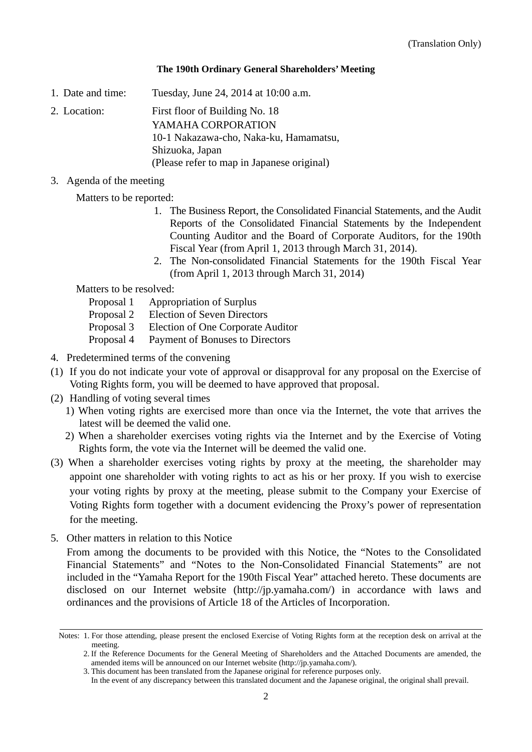(Translation Only)

**The 190th Ordinary General Shareholders' Meeting**

1. Date and time: Tuesday, June 24, 2014 at 10:00 a.m.

2. Location: First floor of Building No. 18
   YAMAHA CORPORATION
   10-1 Nakazawa-cho, Naka-ku, Hamamatsu,
   Shizuoka, Japan
   (Please refer to map in Japanese original)

3. Agenda of the meeting

   Matters to be reported:

   1. The Business Report, the Consolidated Financial Statements, and the Audit Reports of the Consolidated Financial Statements by the Independent Counting Auditor and the Board of Corporate Auditors, for the 190th Fiscal Year (from April 1, 2013 through March 31, 2014).
   2. The Non-consolidated Financial Statements for the 190th Fiscal Year (from April 1, 2013 through March 31, 2014)

   Matters to be resolved:

   Proposal 1 Appropriation of Surplus
   Proposal 2 Election of Seven Directors
   Proposal 3 Election of One Corporate Auditor
   Proposal 4 Payment of Bonuses to Directors

4. Predetermined terms of the convening

(1) If you do not indicate your vote of approval or disapproval for any proposal on the Exercise of Voting Rights form, you will be deemed to have approved that proposal.

(2) Handling of voting several times
   1) When voting rights are exercised more than once via the Internet, the vote that arrives the latest will be deemed the valid one.
   2) When a shareholder exercises voting rights via the Internet and by the Exercise of Voting Rights form, the vote via the Internet will be deemed the valid one.

(3) When a shareholder exercises voting rights by proxy at the meeting, the shareholder may appoint one shareholder with voting rights to act as his or her proxy. If you wish to exercise your voting rights by proxy at the meeting, please submit to the Company your Exercise of Voting Rights form together with a document evidencing the Proxy's power of representation for the meeting.

5. Other matters in relation to this Notice

   From among the documents to be provided with this Notice, the "Notes to the Consolidated Financial Statements" and "Notes to the Non-Consolidated Financial Statements" are not included in the "Yamaha Report for the 190th Fiscal Year" attached hereto. These documents are disclosed on our Internet website (http://jp.yamaha.com/) in accordance with laws and ordinances and the provisions of Article 18 of the Articles of Incorporation.

---

Notes: 1. For those attending, please present the enclosed Exercise of Voting Rights form at the reception desk on arrival at the meeting.
2. If the Reference Documents for the General Meeting of Shareholders and the Attached Documents are amended, the amended items will be announced on our Internet website (http://jp.yamaha.com/).
3. This document has been translated from the Japanese original for reference purposes only.
In the event of any discrepancy between this translated document and the Japanese original, the original shall prevail.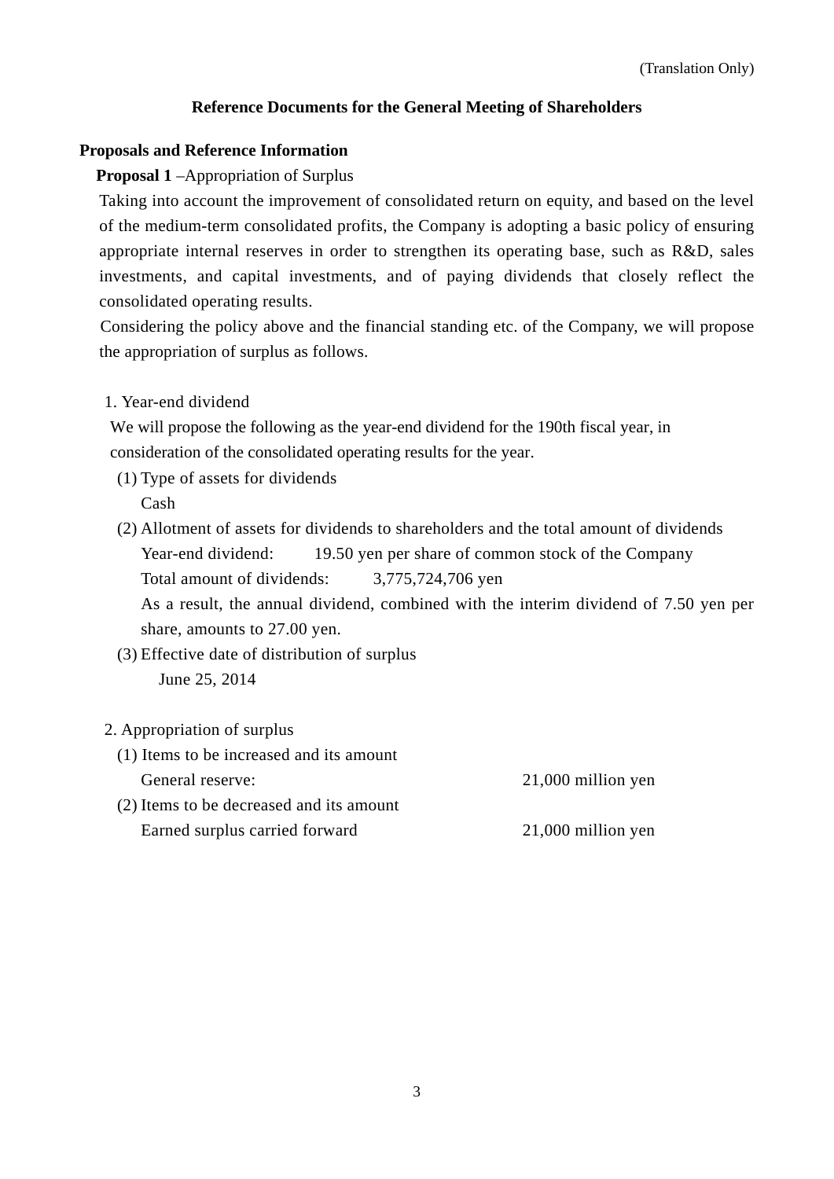(Translation Only)

# Reference Documents for the General Meeting of Shareholders

## Proposals and Reference Information

**Proposal 1** –Appropriation of Surplus

Taking into account the improvement of consolidated return on equity, and based on the level of the medium-term consolidated profits, the Company is adopting a basic policy of ensuring appropriate internal reserves in order to strengthen its operating base, such as R&D, sales investments, and capital investments, and of paying dividends that closely reflect the consolidated operating results.

Considering the policy above and the financial standing etc. of the Company, we will propose the appropriation of surplus as follows.

1. Year-end dividend

We will propose the following as the year-end dividend for the 190th fiscal year, in consideration of the consolidated operating results for the year.

(1) Type of assets for dividends

Cash

(2) Allotment of assets for dividends to shareholders and the total amount of dividends

Year-end dividend: 19.50 yen per share of common stock of the Company

Total amount of dividends: 3,775,724,706 yen

As a result, the annual dividend, combined with the interim dividend of 7.50 yen per share, amounts to 27.00 yen.

(3) Effective date of distribution of surplus

June 25, 2014

2. Appropriation of surplus

(1) Items to be increased and its amount

General reserve: 21,000 million yen

(2) Items to be decreased and its amount

Earned surplus carried forward 21,000 million yen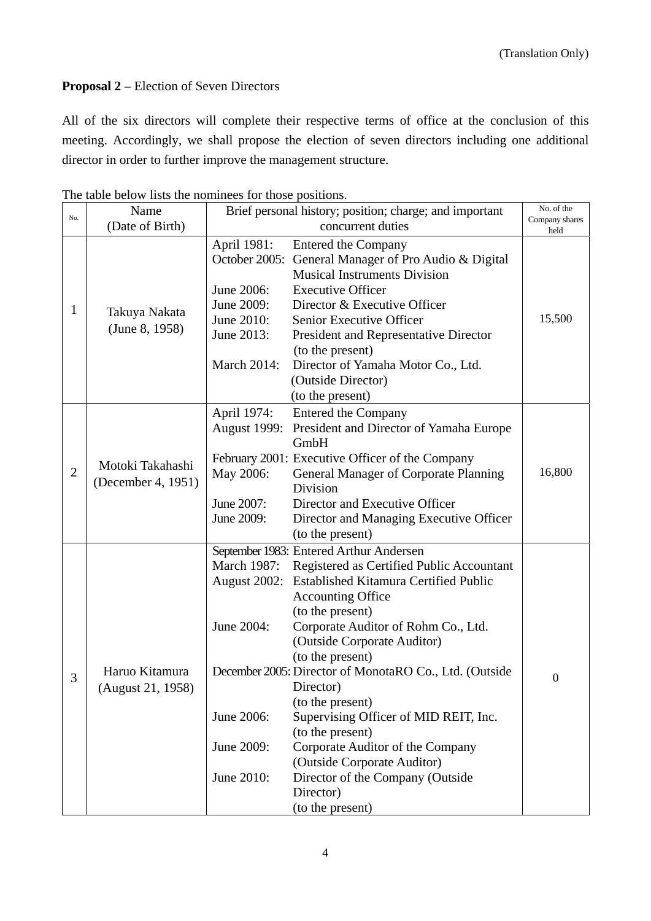(Translation Only)

**Proposal 2** – Election of Seven Directors

All of the six directors will complete their respective terms of office at the conclusion of this meeting. Accordingly, we shall propose the election of seven directors including one additional director in order to further improve the management structure.

The table below lists the nominees for those positions.

| No. | Name (Date of Birth) | Brief personal history; position; charge; and important concurrent duties | No. of the Company shares held |
|---|---|---|---|
| 1 | Takuya Nakata (June 8, 1958) | April 1981: Entered the Company<br>October 2005: General Manager of Pro Audio & Digital Musical Instruments Division<br>June 2006: Executive Officer<br>June 2009: Director & Executive Officer<br>June 2010: Senior Executive Officer<br>June 2013: President and Representative Director (to the present)<br>March 2014: Director of Yamaha Motor Co., Ltd. (Outside Director) (to the present) | 15,500 |
| 2 | Motoki Takahashi (December 4, 1951) | April 1974: Entered the Company<br>August 1999: President and Director of Yamaha Europe GmbH<br>February 2001: Executive Officer of the Company<br>May 2006: General Manager of Corporate Planning Division<br>June 2007: Director and Executive Officer<br>June 2009: Director and Managing Executive Officer (to the present) | 16,800 |
| 3 | Haruo Kitamura (August 21, 1958) | September 1983: Entered Arthur Andersen<br>March 1987: Registered as Certified Public Accountant<br>August 2002: Established Kitamura Certified Public Accounting Office (to the present)<br>June 2004: Corporate Auditor of Rohm Co., Ltd. (Outside Corporate Auditor) (to the present)<br>December 2005: Director of MonotaRO Co., Ltd. (Outside Director) (to the present)<br>June 2006: Supervising Officer of MID REIT, Inc. (to the present)<br>June 2009: Corporate Auditor of the Company (Outside Corporate Auditor)<br>June 2010: Director of the Company (Outside Director) (to the present) | 0 |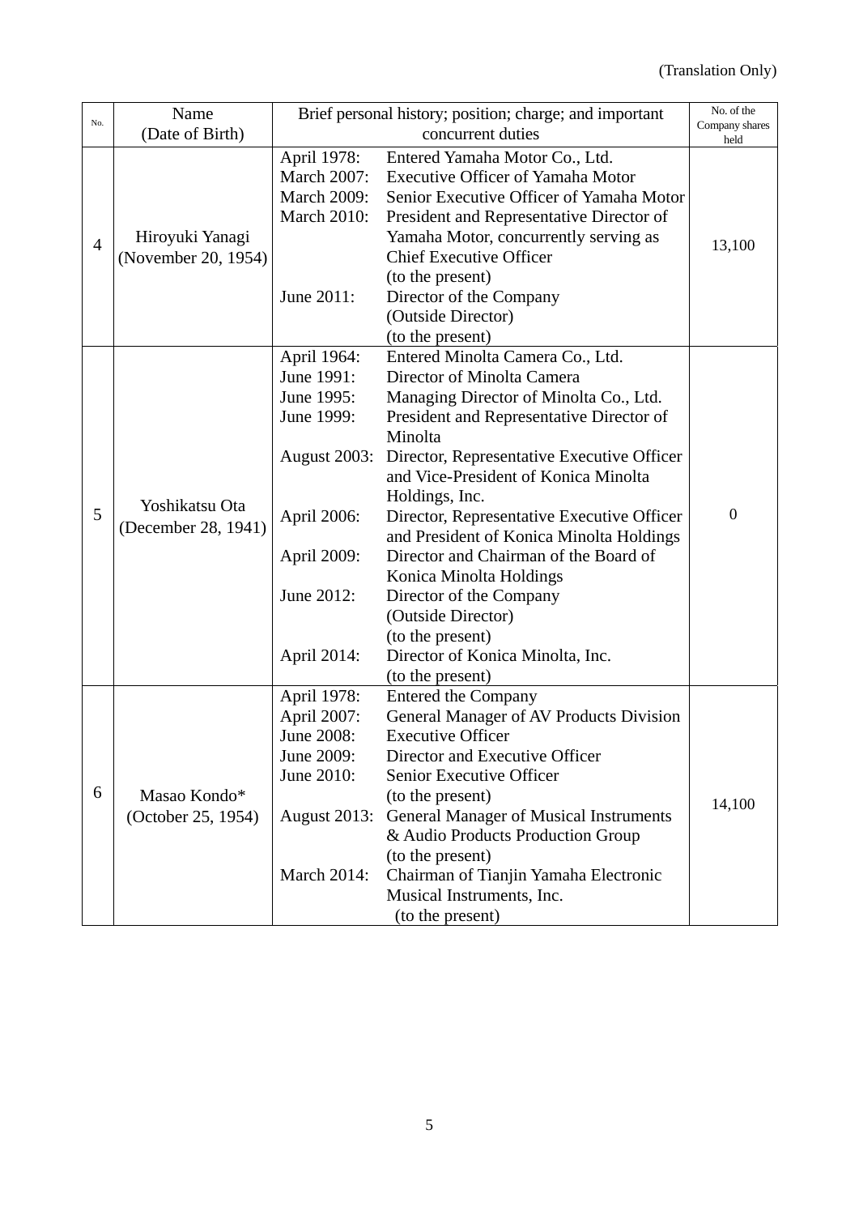(Translation Only)

| No. | Name (Date of Birth) | Brief personal history; position; charge; and important concurrent duties | No. of the Company shares held |
|---|---|---|---|
| 4 | Hiroyuki Yanagi (November 20, 1954) | April 1978: Entered Yamaha Motor Co., Ltd.<br>March 2007: Executive Officer of Yamaha Motor<br>March 2009: Senior Executive Officer of Yamaha Motor<br>March 2010: President and Representative Director of Yamaha Motor, concurrently serving as Chief Executive Officer (to the present)<br>June 2011: Director of the Company (Outside Director) (to the present) | 13,100 |
| 5 | Yoshikatsu Ota (December 28, 1941) | April 1964: Entered Minolta Camera Co., Ltd.<br>June 1991: Director of Minolta Camera<br>June 1995: Managing Director of Minolta Co., Ltd.<br>June 1999: President and Representative Director of Minolta<br>August 2003: Director, Representative Executive Officer and Vice-President of Konica Minolta Holdings, Inc.<br>April 2006: Director, Representative Executive Officer and President of Konica Minolta Holdings<br>April 2009: Director and Chairman of the Board of Konica Minolta Holdings<br>June 2012: Director of the Company (Outside Director) (to the present)<br>April 2014: Director of Konica Minolta, Inc. (to the present) | 0 |
| 6 | Masao Kondo* (October 25, 1954) | April 1978: Entered the Company<br>April 2007: General Manager of AV Products Division<br>June 2008: Executive Officer<br>June 2009: Director and Executive Officer<br>June 2010: Senior Executive Officer (to the present)<br>August 2013: General Manager of Musical Instruments & Audio Products Production Group (to the present)<br>March 2014: Chairman of Tianjin Yamaha Electronic Musical Instruments, Inc. (to the present) | 14,100 |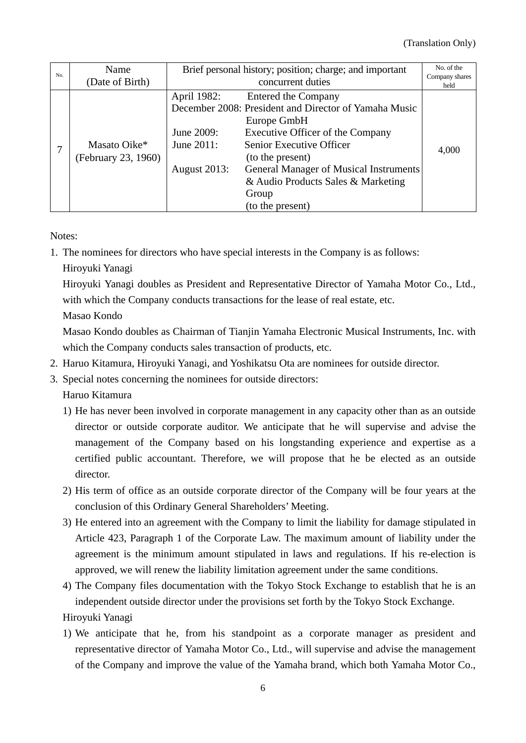(Translation Only)

| No. | Name (Date of Birth) | Brief personal history; position; charge; and important concurrent duties | No. of the Company shares held |
|---|---|---|---|
| 7 | Masato Oike* (February 23, 1960) | April 1982: Entered the Company<br>December 2008: President and Director of Yamaha Music Europe GmbH<br>June 2009: Executive Officer of the Company<br>June 2011: Senior Executive Officer (to the present)<br>August 2013: General Manager of Musical Instruments & Audio Products Sales & Marketing Group (to the present) | 4,000 |

Notes:

1. The nominees for directors who have special interests in the Company is as follows:
   Hiroyuki Yanagi
   Hiroyuki Yanagi doubles as President and Representative Director of Yamaha Motor Co., Ltd., with which the Company conducts transactions for the lease of real estate, etc.
   Masao Kondo
   Masao Kondo doubles as Chairman of Tianjin Yamaha Electronic Musical Instruments, Inc. with which the Company conducts sales transaction of products, etc.
2. Haruo Kitamura, Hiroyuki Yanagi, and Yoshikatsu Ota are nominees for outside director.
3. Special notes concerning the nominees for outside directors:
   Haruo Kitamura
   1) He has never been involved in corporate management in any capacity other than as an outside director or outside corporate auditor. We anticipate that he will supervise and advise the management of the Company based on his longstanding experience and expertise as a certified public accountant. Therefore, we will propose that he be elected as an outside director.
   2) His term of office as an outside corporate director of the Company will be four years at the conclusion of this Ordinary General Shareholders' Meeting.
   3) He entered into an agreement with the Company to limit the liability for damage stipulated in Article 423, Paragraph 1 of the Corporate Law. The maximum amount of liability under the agreement is the minimum amount stipulated in laws and regulations. If his re-election is approved, we will renew the liability limitation agreement under the same conditions.
   4) The Company files documentation with the Tokyo Stock Exchange to establish that he is an independent outside director under the provisions set forth by the Tokyo Stock Exchange.

   Hiroyuki Yanagi
   1) We anticipate that he, from his standpoint as a corporate manager as president and representative director of Yamaha Motor Co., Ltd., will supervise and advise the management of the Company and improve the value of the Yamaha brand, which both Yamaha Motor Co.,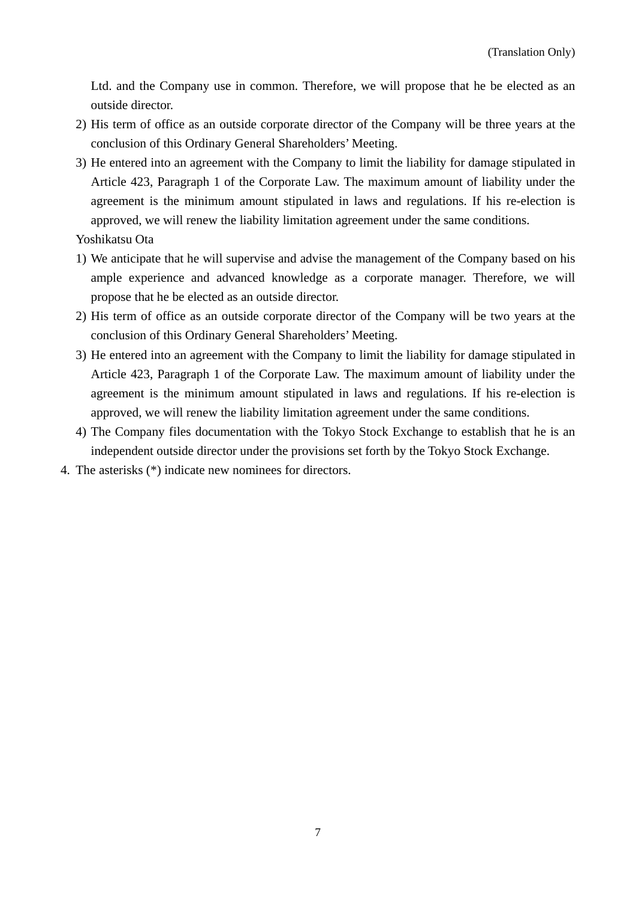Ltd. and the Company use in common. Therefore, we will propose that he be elected as an outside director.

2) His term of office as an outside corporate director of the Company will be three years at the conclusion of this Ordinary General Shareholders' Meeting.

3) He entered into an agreement with the Company to limit the liability for damage stipulated in Article 423, Paragraph 1 of the Corporate Law. The maximum amount of liability under the agreement is the minimum amount stipulated in laws and regulations. If his re-election is approved, we will renew the liability limitation agreement under the same conditions.

Yoshikatsu Ota

1) We anticipate that he will supervise and advise the management of the Company based on his ample experience and advanced knowledge as a corporate manager. Therefore, we will propose that he be elected as an outside director.

2) His term of office as an outside corporate director of the Company will be two years at the conclusion of this Ordinary General Shareholders' Meeting.

3) He entered into an agreement with the Company to limit the liability for damage stipulated in Article 423, Paragraph 1 of the Corporate Law. The maximum amount of liability under the agreement is the minimum amount stipulated in laws and regulations. If his re-election is approved, we will renew the liability limitation agreement under the same conditions.

4) The Company files documentation with the Tokyo Stock Exchange to establish that he is an independent outside director under the provisions set forth by the Tokyo Stock Exchange.

4. The asterisks (*) indicate new nominees for directors.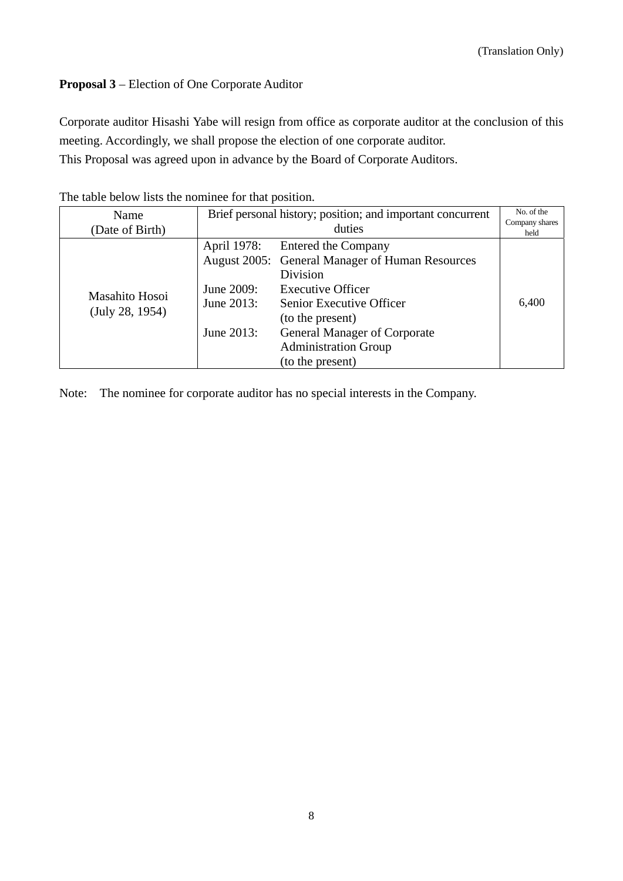(Translation Only)

**Proposal 3** – Election of One Corporate Auditor

Corporate auditor Hisashi Yabe will resign from office as corporate auditor at the conclusion of this meeting. Accordingly, we shall propose the election of one corporate auditor.
This Proposal was agreed upon in advance by the Board of Corporate Auditors.

The table below lists the nominee for that position.

| Name (Date of Birth) | Brief personal history; position; and important concurrent duties | No. of the Company shares held |
|---|---|---|
| Masahito Hosoi (July 28, 1954) | April 1978: Entered the Company<br>August 2005: General Manager of Human Resources Division<br>June 2009: Executive Officer<br>June 2013: Senior Executive Officer (to the present)<br>June 2013: General Manager of Corporate Administration Group (to the present) | 6,400 |

Note: The nominee for corporate auditor has no special interests in the Company.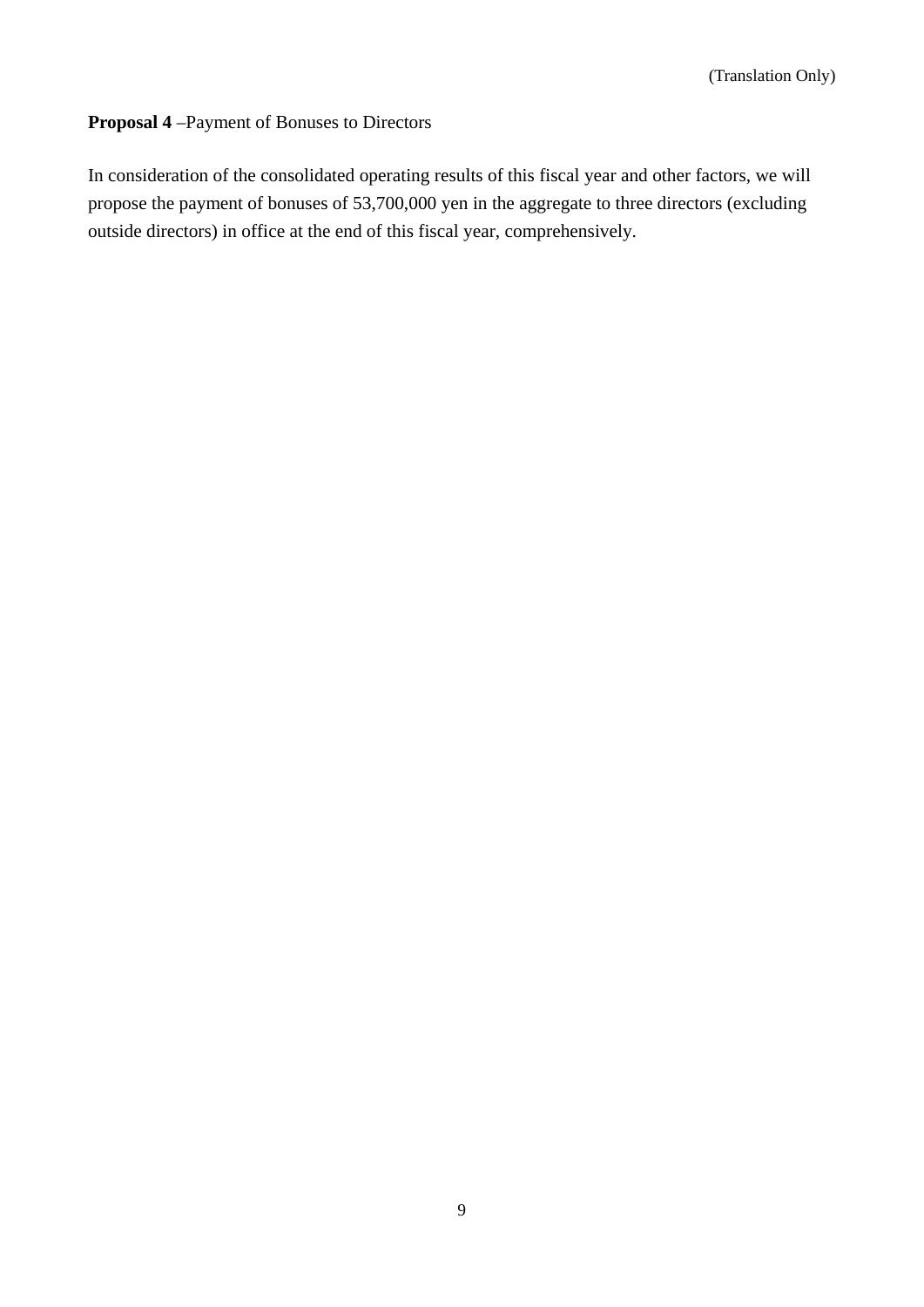(Translation Only)

**Proposal 4** –Payment of Bonuses to Directors

In consideration of the consolidated operating results of this fiscal year and other factors, we will propose the payment of bonuses of 53,700,000 yen in the aggregate to three directors (excluding outside directors) in office at the end of this fiscal year, comprehensively.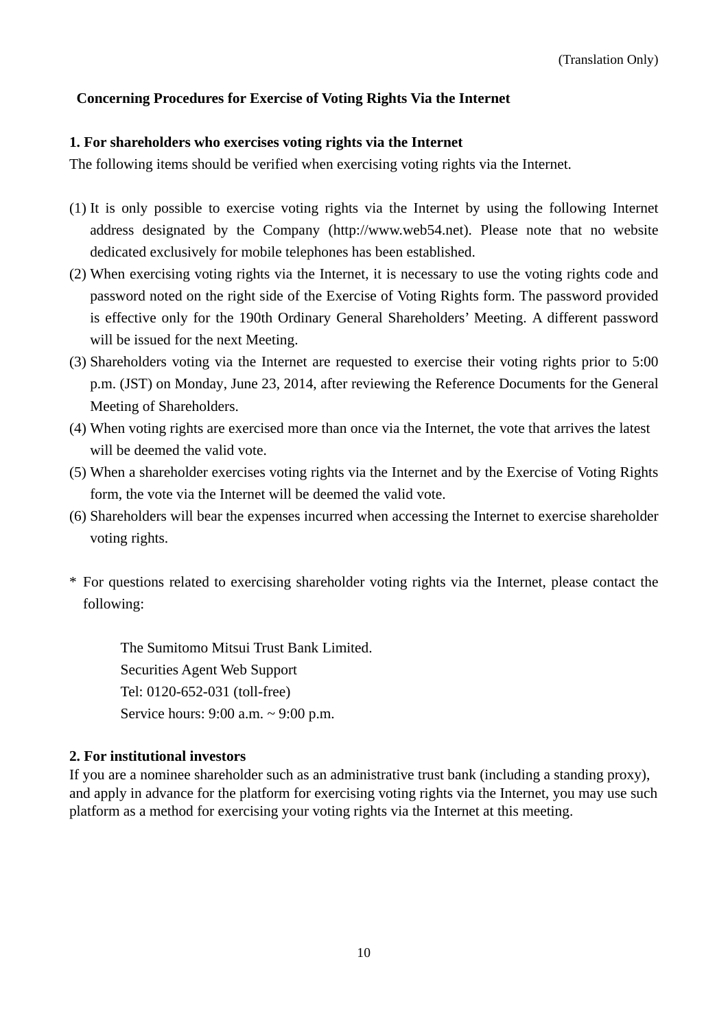(Translation Only)

## Concerning Procedures for Exercise of Voting Rights Via the Internet

### 1. For shareholders who exercises voting rights via the Internet

The following items should be verified when exercising voting rights via the Internet.

(1) It is only possible to exercise voting rights via the Internet by using the following Internet address designated by the Company (http://www.web54.net). Please note that no website dedicated exclusively for mobile telephones has been established.

(2) When exercising voting rights via the Internet, it is necessary to use the voting rights code and password noted on the right side of the Exercise of Voting Rights form. The password provided is effective only for the 190th Ordinary General Shareholders' Meeting. A different password will be issued for the next Meeting.

(3) Shareholders voting via the Internet are requested to exercise their voting rights prior to 5:00 p.m. (JST) on Monday, June 23, 2014, after reviewing the Reference Documents for the General Meeting of Shareholders.

(4) When voting rights are exercised more than once via the Internet, the vote that arrives the latest will be deemed the valid vote.

(5) When a shareholder exercises voting rights via the Internet and by the Exercise of Voting Rights form, the vote via the Internet will be deemed the valid vote.

(6) Shareholders will bear the expenses incurred when accessing the Internet to exercise shareholder voting rights.

* For questions related to exercising shareholder voting rights via the Internet, please contact the following:

  The Sumitomo Mitsui Trust Bank Limited.
  Securities Agent Web Support
  Tel: 0120-652-031 (toll-free)
  Service hours: 9:00 a.m. ~ 9:00 p.m.

### 2. For institutional investors

If you are a nominee shareholder such as an administrative trust bank (including a standing proxy), and apply in advance for the platform for exercising voting rights via the Internet, you may use such platform as a method for exercising your voting rights via the Internet at this meeting.